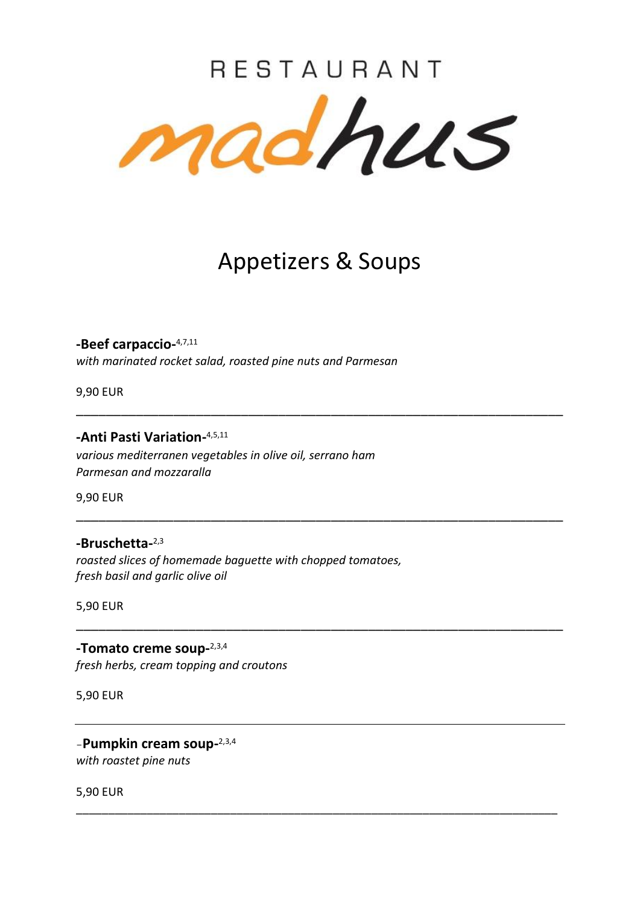RESTAURANT

madhus

# Appetizers & Soups

**-Beef carpaccio-**[4,7,11]
*with marinated rocket salad, roasted pine nuts and Parmesan*

9,90 EUR

---

**-Anti Pasti Variation-**[4,5,11]
*various mediterranen vegetables in olive oil, serrano ham*
*Parmesan and mozzaralla*

9,90 EUR

---

**-Bruschetta-**[2,3]
*roasted slices of homemade baguette with chopped tomatoes,*
*fresh basil and garlic olive oil*

5,90 EUR

---

**-Tomato creme soup-**[2,3,4]
*fresh herbs, cream topping and croutons*

5,90 EUR

---

-**Pumpkin cream soup-**[2,3,4]
*with roastet pine nuts*

5,90 EUR

---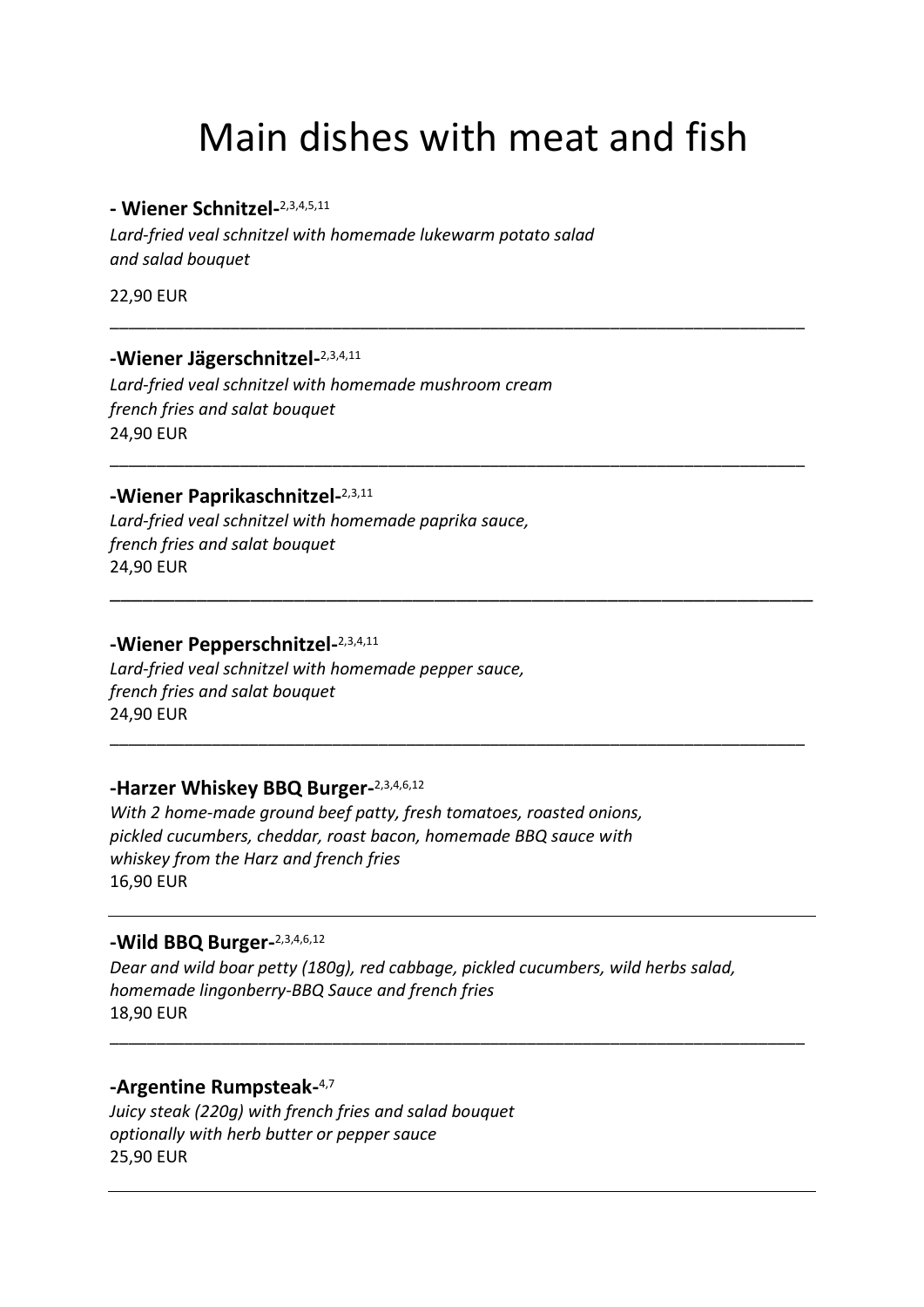# Main dishes with meat and fish

**- Wiener Schnitzel-**[2,3,4,5,11]

*Lard-fried veal schnitzel with homemade lukewarm potato salad and salad bouquet*

22,90 EUR

---

**-Wiener Jägerschnitzel-**[2,3,4,11]

*Lard-fried veal schnitzel with homemade mushroom cream french fries and salat bouquet*

24,90 EUR

---

**-Wiener Paprikaschnitzel-**[2,3,11]

*Lard-fried veal schnitzel with homemade paprika sauce, french fries and salat bouquet*

24,90 EUR

---

**-Wiener Pepperschnitzel-**[2,3,4,11]

*Lard-fried veal schnitzel with homemade pepper sauce, french fries and salat bouquet*

24,90 EUR

---

**-Harzer Whiskey BBQ Burger-**[2,3,4,6,12]

*With 2 home-made ground beef patty, fresh tomatoes, roasted onions, pickled cucumbers, cheddar, roast bacon, homemade BBQ sauce with whiskey from the Harz and french fries*

16,90 EUR

---

**-Wild BBQ Burger-**[2,3,4,6,12]

*Dear and wild boar petty (180g), red cabbage, pickled cucumbers, wild herbs salad, homemade lingonberry-BBQ Sauce and french fries*

18,90 EUR

---

**-Argentine Rumpsteak-**[4,7]

*Juicy steak (220g) with french fries and salad bouquet optionally with herb butter or pepper sauce*

25,90 EUR

---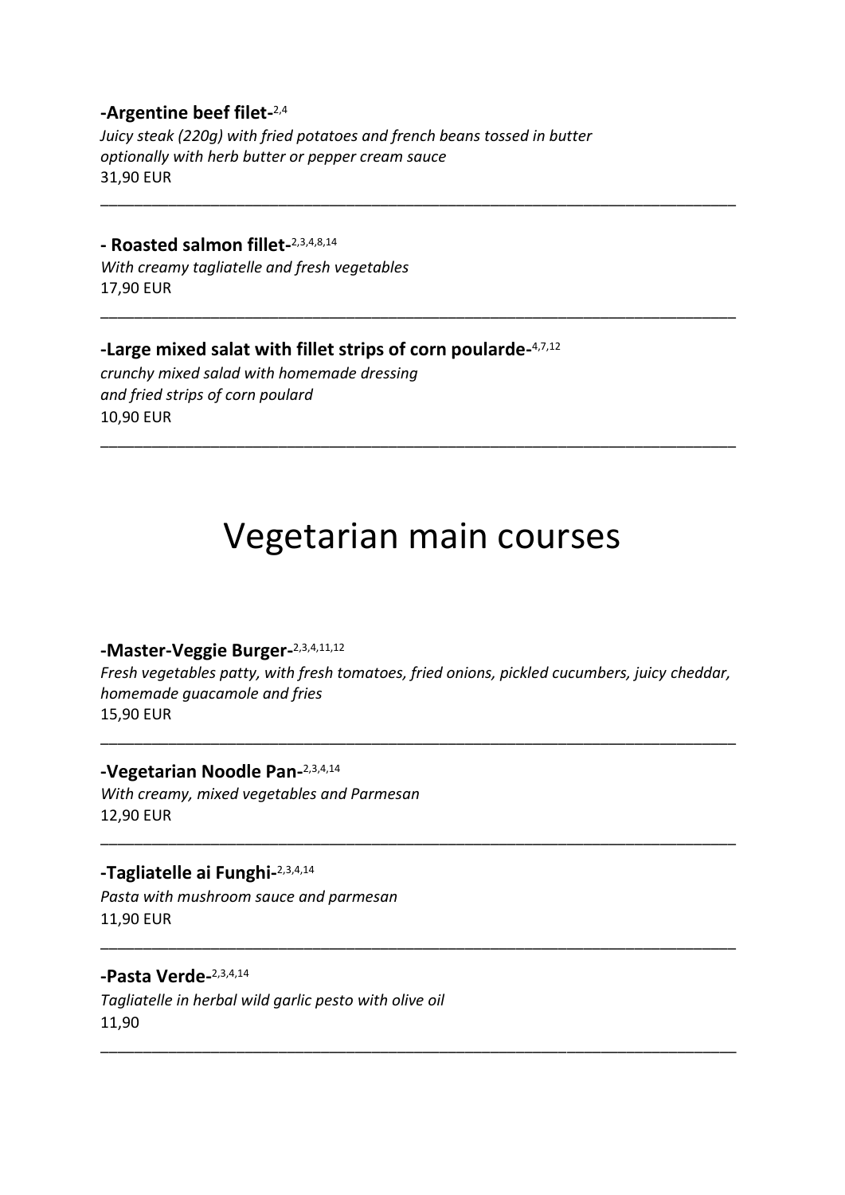**-Argentine beef filet-**[2,4]

*Juicy steak (220g) with fried potatoes and french beans tossed in butter optionally with herb butter or pepper cream sauce*

31,90 EUR

---

**- Roasted salmon fillet-**[2,3,4,8,14]

*With creamy tagliatelle and fresh vegetables*

17,90 EUR

---

**-Large mixed salat with fillet strips of corn poularde-**[4,7,12]

*crunchy mixed salad with homemade dressing and fried strips of corn poulard*

10,90 EUR

---

# Vegetarian main courses

**-Master-Veggie Burger-**[2,3,4,11,12]

*Fresh vegetables patty, with fresh tomatoes, fried onions, pickled cucumbers, juicy cheddar, homemade guacamole and fries*

15,90 EUR

---

**-Vegetarian Noodle Pan-**[2,3,4,14]

*With creamy, mixed vegetables and Parmesan*

12,90 EUR

---

**-Tagliatelle ai Funghi-**[2,3,4,14]

*Pasta with mushroom sauce and parmesan*

11,90 EUR

---

**-Pasta Verde-**[2,3,4,14]

*Tagliatelle in herbal wild garlic pesto with olive oil*

11,90

---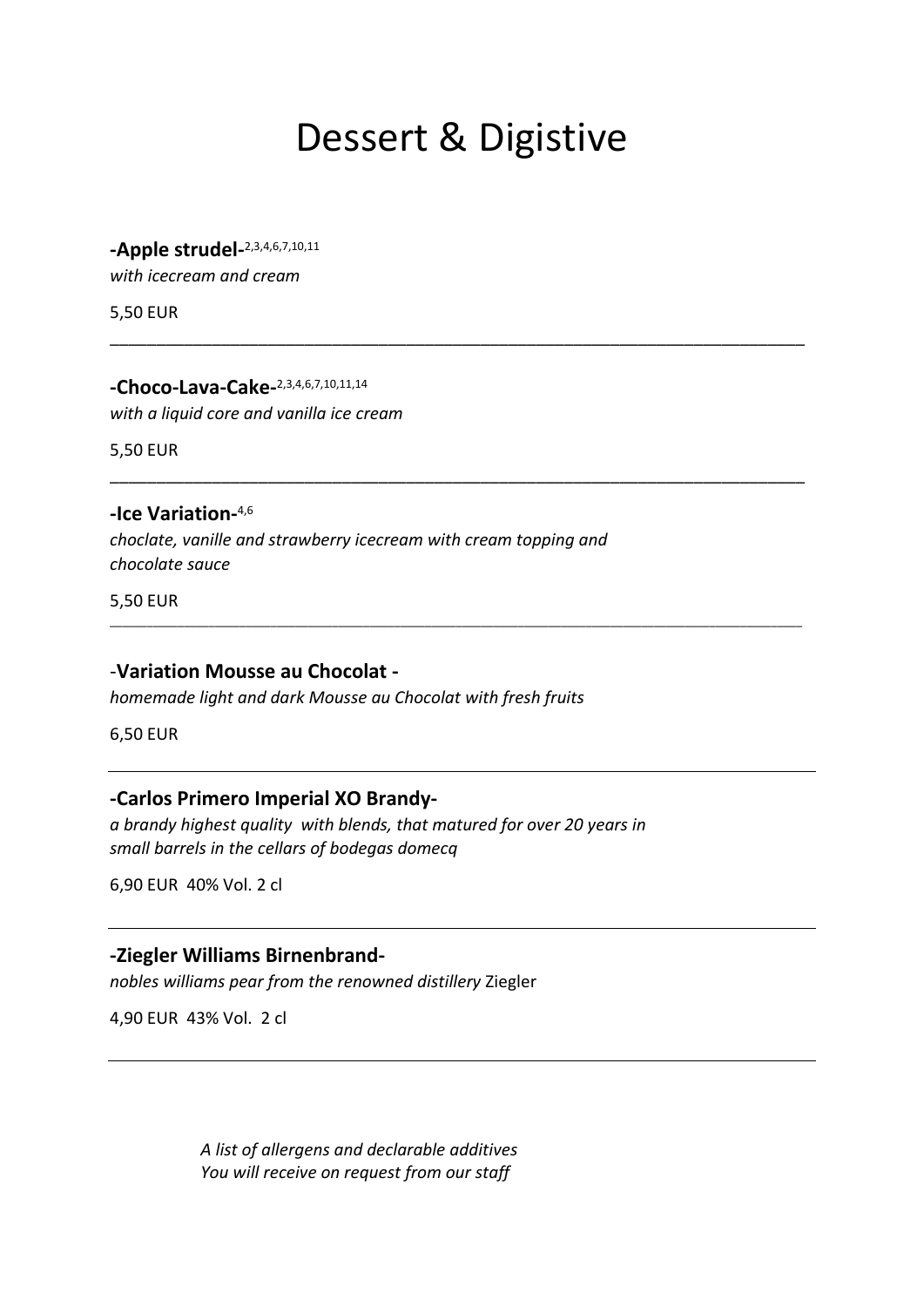# Dessert & Digistive

**-Apple strudel-**[2,3,4,6,7,10,11]

*with icecream and cream*

5,50 EUR

---

**-Choco-Lava-Cake-**[2,3,4,6,7,10,11,14]

*with a liquid core and vanilla ice cream*

5,50 EUR

---

**-Ice Variation-**[4,6]

*choclate, vanille and strawberry icecream with cream topping and chocolate sauce*

5,50 EUR

---

-**Variation Mousse au Chocolat -**

*homemade light and dark Mousse au Chocolat with fresh fruits*

6,50 EUR

---

**-Carlos Primero Imperial XO Brandy-**

*a brandy highest quality with blends, that matured for over 20 years in small barrels in the cellars of bodegas domecq*

6,90 EUR 40% Vol. 2 cl

---

**-Ziegler Williams Birnenbrand-**

*nobles williams pear from the renowned distillery* Ziegler

4,90 EUR 43% Vol. 2 cl

---

*A list of allergens and declarable additives You will receive on request from our staff*